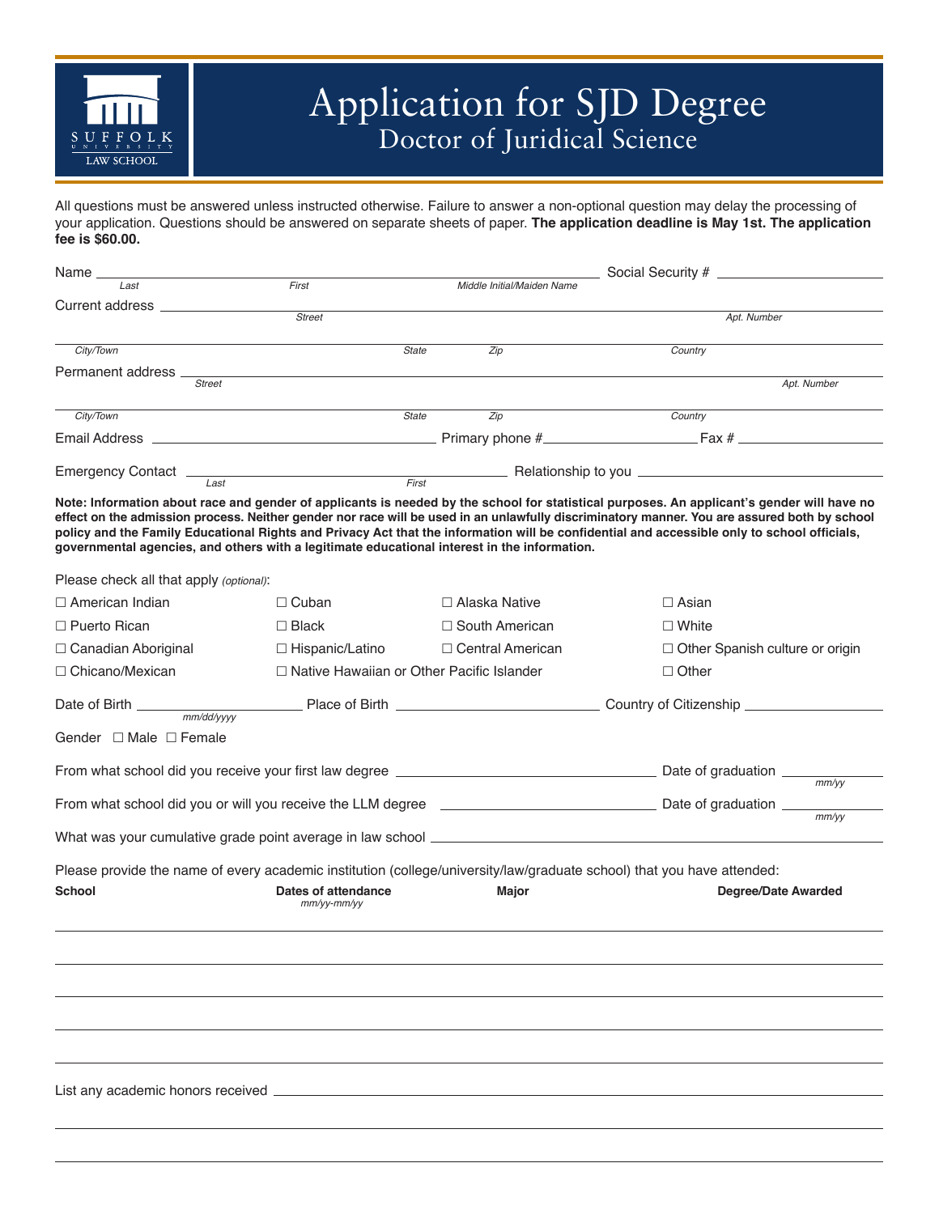SUFFOLK UNIVERSITY LAW SCHOOL

# Application for SJD Degree
## Doctor of Juridical Science

All questions must be answered unless instructed otherwise. Failure to answer a non-optional question may delay the processing of your application. Questions should be answered on separate sheets of paper. **The application deadline is May 1st. The application fee is $60.00.**

Name ______________________ Social Security # ______________
*Last* *First* *Middle Initial/Maiden Name*

Current address ______________________________________________
*Street* *Apt. Number*

______________________________________________
*City/Town* *State* *Zip* *Country*

Permanent address ______________________________________________
*Street* *Apt. Number*

______________________________________________
*City/Town* *State* *Zip* *Country*

Email Address ______________ Primary phone # ______________ Fax # ______________

Emergency Contact ______________________ Relationship to you ______________
*Last* *First*

**Note: Information about race and gender of applicants is needed by the school for statistical purposes. An applicant's gender will have no effect on the admission process. Neither gender nor race will be used in an unlawfully discriminatory manner. You are assured both by school policy and the Family Educational Rights and Privacy Act that the information will be confidential and accessible only to school officials, governmental agencies, and others with a legitimate educational interest in the information.**

Please check all that apply *(optional)*:

- ☐ American Indian
- ☐ Cuban
- ☐ Alaska Native
- ☐ Asian
- ☐ Puerto Rican
- ☐ Black
- ☐ South American
- ☐ White
- ☐ Canadian Aboriginal
- ☐ Hispanic/Latino
- ☐ Central American
- ☐ Other Spanish culture or origin
- ☐ Chicano/Mexican
- ☐ Native Hawaiian or Other Pacific Islander
- ☐ Other

Date of Birth ______________ Place of Birth ______________ Country of Citizenship ______________
*mm/dd/yyyy*

Gender ☐ Male ☐ Female

From what school did you receive your first law degree ______________ Date of graduation ______________
*mm/yy*

From what school did you or will you receive the LLM degree ______________ Date of graduation ______________
*mm/yy*

What was your cumulative grade point average in law school ______________

Please provide the name of every academic institution (college/university/law/graduate school) that you have attended:

| School | Dates of attendance *mm/yy-mm/yy* | Major | Degree/Date Awarded |
|---|---|---|---|
| | | | |
| | | | |
| | | | |
| | | | |
| | | | |

List any academic honors received ______________________________________________

______________________________________________

______________________________________________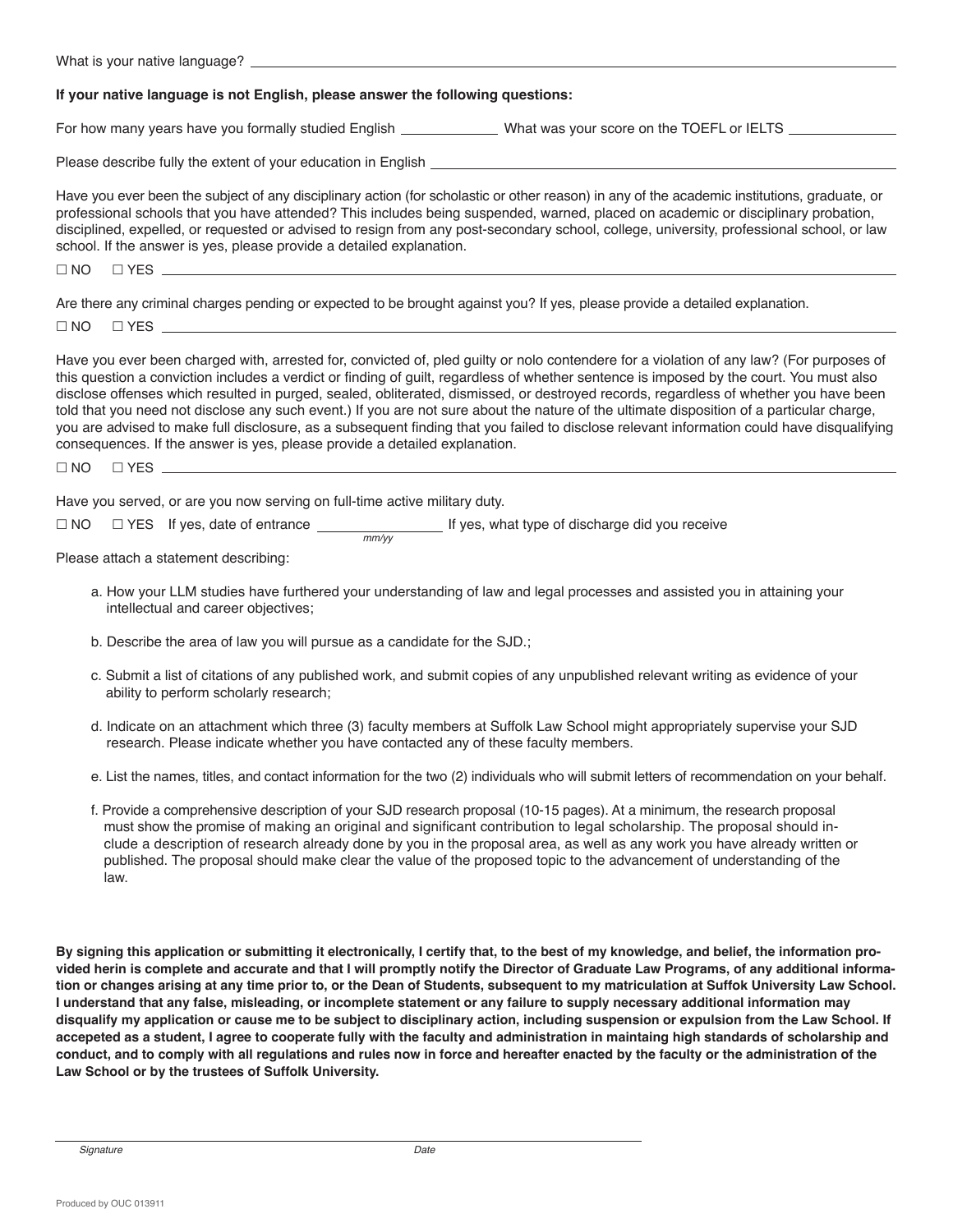What is your native language? ______________________________

**If your native language is not English, please answer the following questions:**

For how many years have you formally studied English ____________ What was your score on the TOEFL or IELTS ____________

Please describe fully the extent of your education in English ______________________________

Have you ever been the subject of any disciplinary action (for scholastic or other reason) in any of the academic institutions, graduate, or professional schools that you have attended? This includes being suspended, warned, placed on academic or disciplinary probation, disciplined, expelled, or requested or advised to resign from any post-secondary school, college, university, professional school, or law school. If the answer is yes, please provide a detailed explanation.

☐ NO ☐ YES ______________________________

Are there any criminal charges pending or expected to be brought against you? If yes, please provide a detailed explanation.

☐ NO ☐ YES ______________________________

Have you ever been charged with, arrested for, convicted of, pled guilty or nolo contendere for a violation of any law? (For purposes of this question a conviction includes a verdict or finding of guilt, regardless of whether sentence is imposed by the court. You must also disclose offenses which resulted in purged, sealed, obliterated, dismissed, or destroyed records, regardless of whether you have been told that you need not disclose any such event.) If you are not sure about the nature of the ultimate disposition of a particular charge, you are advised to make full disclosure, as a subsequent finding that you failed to disclose relevant information could have disqualifying consequences. If the answer is yes, please provide a detailed explanation.

☐ NO ☐ YES ______________________________

Have you served, or are you now serving on full-time active military duty.

☐ NO ☐ YES If yes, date of entrance ____________ (*mm/yy*) If yes, what type of discharge did you receive

Please attach a statement describing:

a. How your LLM studies have furthered your understanding of law and legal processes and assisted you in attaining your intellectual and career objectives;

b. Describe the area of law you will pursue as a candidate for the SJD.;

c. Submit a list of citations of any published work, and submit copies of any unpublished relevant writing as evidence of your ability to perform scholarly research;

d. Indicate on an attachment which three (3) faculty members at Suffolk Law School might appropriately supervise your SJD research. Please indicate whether you have contacted any of these faculty members.

e. List the names, titles, and contact information for the two (2) individuals who will submit letters of recommendation on your behalf.

f. Provide a comprehensive description of your SJD research proposal (10-15 pages). At a minimum, the research proposal must show the promise of making an original and significant contribution to legal scholarship. The proposal should include a description of research already done by you in the proposal area, as well as any work you have already written or published. The proposal should make clear the value of the proposed topic to the advancement of understanding of the law.

**By signing this application or submitting it electronically, I certify that, to the best of my knowledge, and belief, the information provided herein is complete and accurate and that I will promptly notify the Director of Graduate Law Programs, of any additional information or changes arising at any time prior to, or the Dean of Students, subsequent to my matriculation at Suffok University Law School. I understand that any false, misleading, or incomplete statement or any failure to supply necessary additional information may disqualify my application or cause me to be subject to disciplinary action, including suspension or expulsion from the Law School. If accepeted as a student, I agree to cooperate fully with the faculty and administration in maintaining high standards of scholarship and conduct, and to comply with all regulations and rules now in force and hereafter enacted by the faculty or the administration of the Law School or by the trustees of Suffolk University.**

______________________________

*Signature* *Date*

Produced by OUC 013911